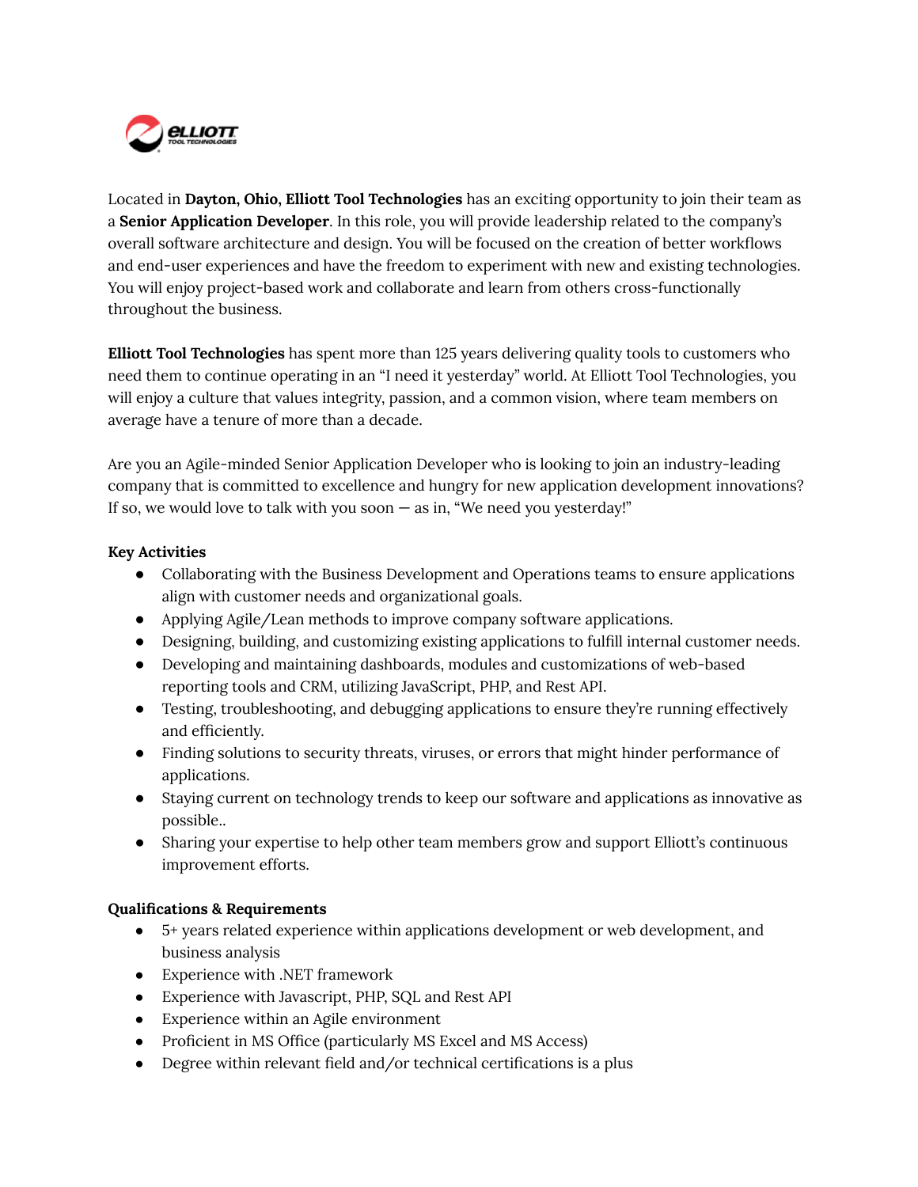Located in **Dayton, Ohio, Elliott Tool Technologies** has an exciting opportunity to join their team as a **Senior Application Developer**. In this role, you will provide leadership related to the company's overall software architecture and design. You will be focused on the creation of better workflows and end-user experiences and have the freedom to experiment with new and existing technologies. You will enjoy project-based work and collaborate and learn from others cross-functionally throughout the business.

**Elliott Tool Technologies** has spent more than 125 years delivering quality tools to customers who need them to continue operating in an "I need it yesterday" world. At Elliott Tool Technologies, you will enjoy a culture that values integrity, passion, and a common vision, where team members on average have a tenure of more than a decade.

Are you an Agile-minded Senior Application Developer who is looking to join an industry-leading company that is committed to excellence and hungry for new application development innovations? If so, we would love to talk with you soon — as in, "We need you yesterday!"

**Key Activities**

- Collaborating with the Business Development and Operations teams to ensure applications align with customer needs and organizational goals.
- Applying Agile/Lean methods to improve company software applications.
- Designing, building, and customizing existing applications to fulfill internal customer needs.
- Developing and maintaining dashboards, modules and customizations of web-based reporting tools and CRM, utilizing JavaScript, PHP, and Rest API.
- Testing, troubleshooting, and debugging applications to ensure they're running effectively and efficiently.
- Finding solutions to security threats, viruses, or errors that might hinder performance of applications.
- Staying current on technology trends to keep our software and applications as innovative as possible..
- Sharing your expertise to help other team members grow and support Elliott's continuous improvement efforts.

**Qualifications & Requirements**

- 5+ years related experience within applications development or web development, and business analysis
- Experience with .NET framework
- Experience with Javascript, PHP, SQL and Rest API
- Experience within an Agile environment
- Proficient in MS Office (particularly MS Excel and MS Access)
- Degree within relevant field and/or technical certifications is a plus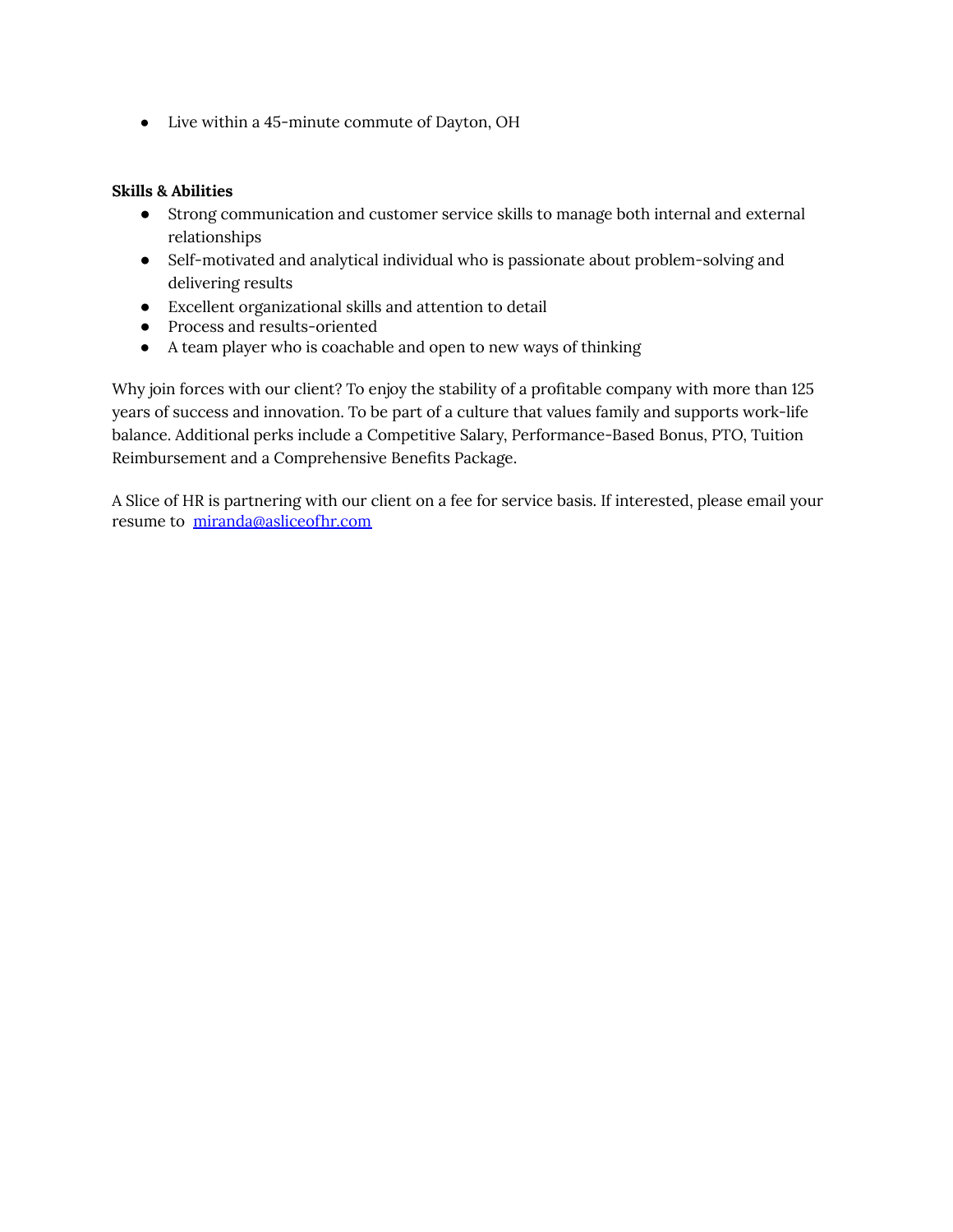- Live within a 45-minute commute of Dayton, OH

**Skills & Abilities**

- Strong communication and customer service skills to manage both internal and external relationships
- Self-motivated and analytical individual who is passionate about problem-solving and delivering results
- Excellent organizational skills and attention to detail
- Process and results-oriented
- A team player who is coachable and open to new ways of thinking

Why join forces with our client? To enjoy the stability of a profitable company with more than 125 years of success and innovation. To be part of a culture that values family and supports work-life balance. Additional perks include a Competitive Salary, Performance-Based Bonus, PTO, Tuition Reimbursement and a Comprehensive Benefits Package.

A Slice of HR is partnering with our client on a fee for service basis. If interested, please email your resume to [miranda@asliceofhr.com](mailto:miranda@asliceofhr.com)